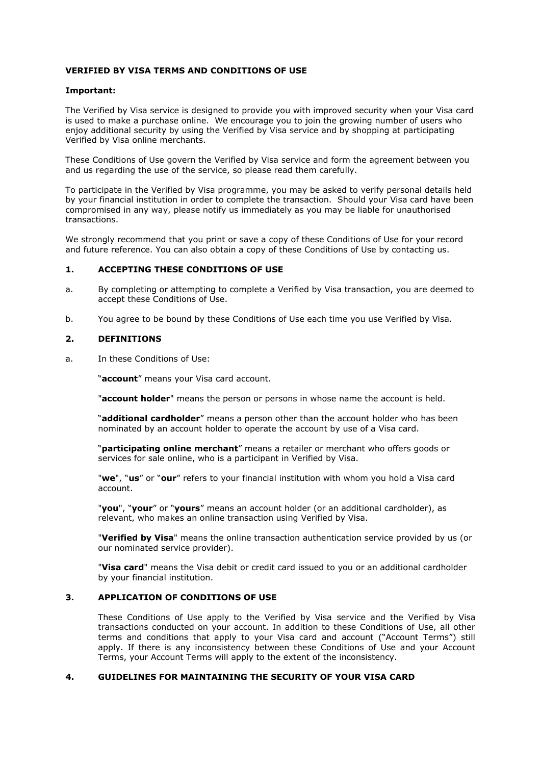# VERIFIED BY VISA TERMS AND CONDITIONS OF USE

**Important:**

The Verified by Visa service is designed to provide you with improved security when your Visa card is used to make a purchase online. We encourage you to join the growing number of users who enjoy additional security by using the Verified by Visa service and by shopping at participating Verified by Visa online merchants.

These Conditions of Use govern the Verified by Visa service and form the agreement between you and us regarding the use of the service, so please read them carefully.

To participate in the Verified by Visa programme, you may be asked to verify personal details held by your financial institution in order to complete the transaction. Should your Visa card have been compromised in any way, please notify us immediately as you may be liable for unauthorised transactions.

We strongly recommend that you print or save a copy of these Conditions of Use for your record and future reference. You can also obtain a copy of these Conditions of Use by contacting us.

## 1. ACCEPTING THESE CONDITIONS OF USE

a. By completing or attempting to complete a Verified by Visa transaction, you are deemed to accept these Conditions of Use.

b. You agree to be bound by these Conditions of Use each time you use Verified by Visa.

## 2. DEFINITIONS

a. In these Conditions of Use:

"**account**" means your Visa card account.

"**account holder**" means the person or persons in whose name the account is held.

"**additional cardholder**" means a person other than the account holder who has been nominated by an account holder to operate the account by use of a Visa card.

"**participating online merchant**" means a retailer or merchant who offers goods or services for sale online, who is a participant in Verified by Visa.

"**we**", "**us**" or "**our**" refers to your financial institution with whom you hold a Visa card account.

"**you**", "**your**" or "**yours**" means an account holder (or an additional cardholder), as relevant, who makes an online transaction using Verified by Visa.

"**Verified by Visa**" means the online transaction authentication service provided by us (or our nominated service provider).

"**Visa card**" means the Visa debit or credit card issued to you or an additional cardholder by your financial institution.

## 3. APPLICATION OF CONDITIONS OF USE

These Conditions of Use apply to the Verified by Visa service and the Verified by Visa transactions conducted on your account. In addition to these Conditions of Use, all other terms and conditions that apply to your Visa card and account ("Account Terms") still apply. If there is any inconsistency between these Conditions of Use and your Account Terms, your Account Terms will apply to the extent of the inconsistency.

## 4. GUIDELINES FOR MAINTAINING THE SECURITY OF YOUR VISA CARD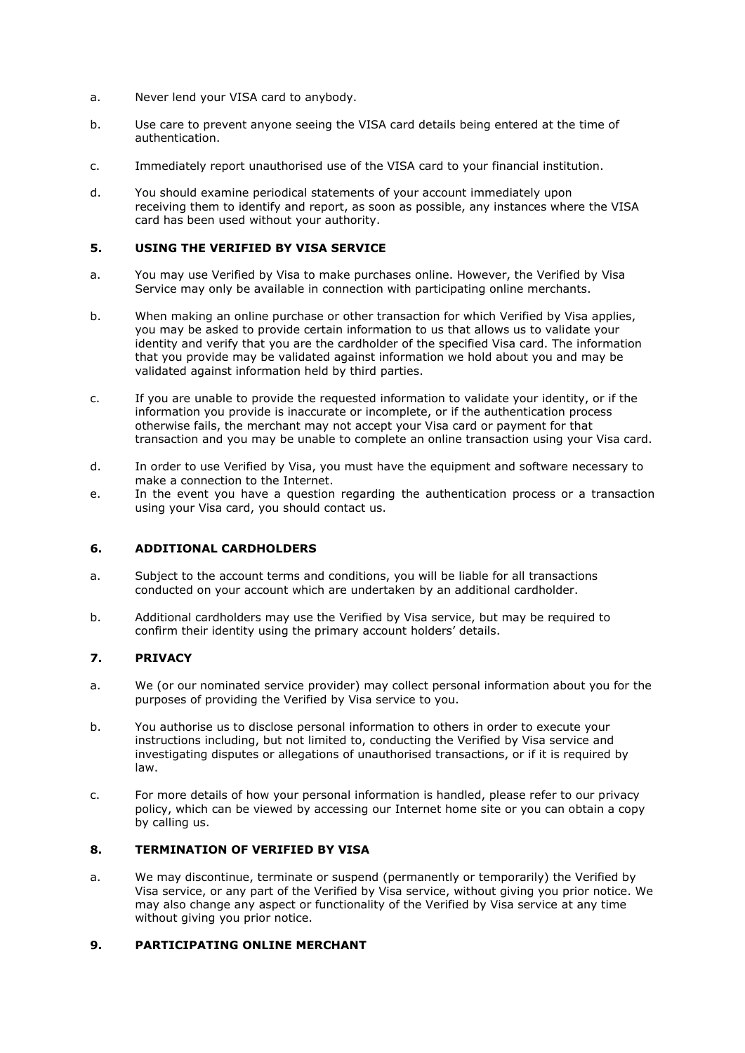a. Never lend your VISA card to anybody.

b. Use care to prevent anyone seeing the VISA card details being entered at the time of authentication.

c. Immediately report unauthorised use of the VISA card to your financial institution.

d. You should examine periodical statements of your account immediately upon receiving them to identify and report, as soon as possible, any instances where the VISA card has been used without your authority.

### 5. USING THE VERIFIED BY VISA SERVICE

a. You may use Verified by Visa to make purchases online. However, the Verified by Visa Service may only be available in connection with participating online merchants.

b. When making an online purchase or other transaction for which Verified by Visa applies, you may be asked to provide certain information to us that allows us to validate your identity and verify that you are the cardholder of the specified Visa card. The information that you provide may be validated against information we hold about you and may be validated against information held by third parties.

c. If you are unable to provide the requested information to validate your identity, or if the information you provide is inaccurate or incomplete, or if the authentication process otherwise fails, the merchant may not accept your Visa card or payment for that transaction and you may be unable to complete an online transaction using your Visa card.

d. In order to use Verified by Visa, you must have the equipment and software necessary to make a connection to the Internet.

e. In the event you have a question regarding the authentication process or a transaction using your Visa card, you should contact us.

### 6. ADDITIONAL CARDHOLDERS

a. Subject to the account terms and conditions, you will be liable for all transactions conducted on your account which are undertaken by an additional cardholder.

b. Additional cardholders may use the Verified by Visa service, but may be required to confirm their identity using the primary account holders' details.

### 7. PRIVACY

a. We (or our nominated service provider) may collect personal information about you for the purposes of providing the Verified by Visa service to you.

b. You authorise us to disclose personal information to others in order to execute your instructions including, but not limited to, conducting the Verified by Visa service and investigating disputes or allegations of unauthorised transactions, or if it is required by law.

c. For more details of how your personal information is handled, please refer to our privacy policy, which can be viewed by accessing our Internet home site or you can obtain a copy by calling us.

### 8. TERMINATION OF VERIFIED BY VISA

a. We may discontinue, terminate or suspend (permanently or temporarily) the Verified by Visa service, or any part of the Verified by Visa service, without giving you prior notice. We may also change any aspect or functionality of the Verified by Visa service at any time without giving you prior notice.

### 9. PARTICIPATING ONLINE MERCHANT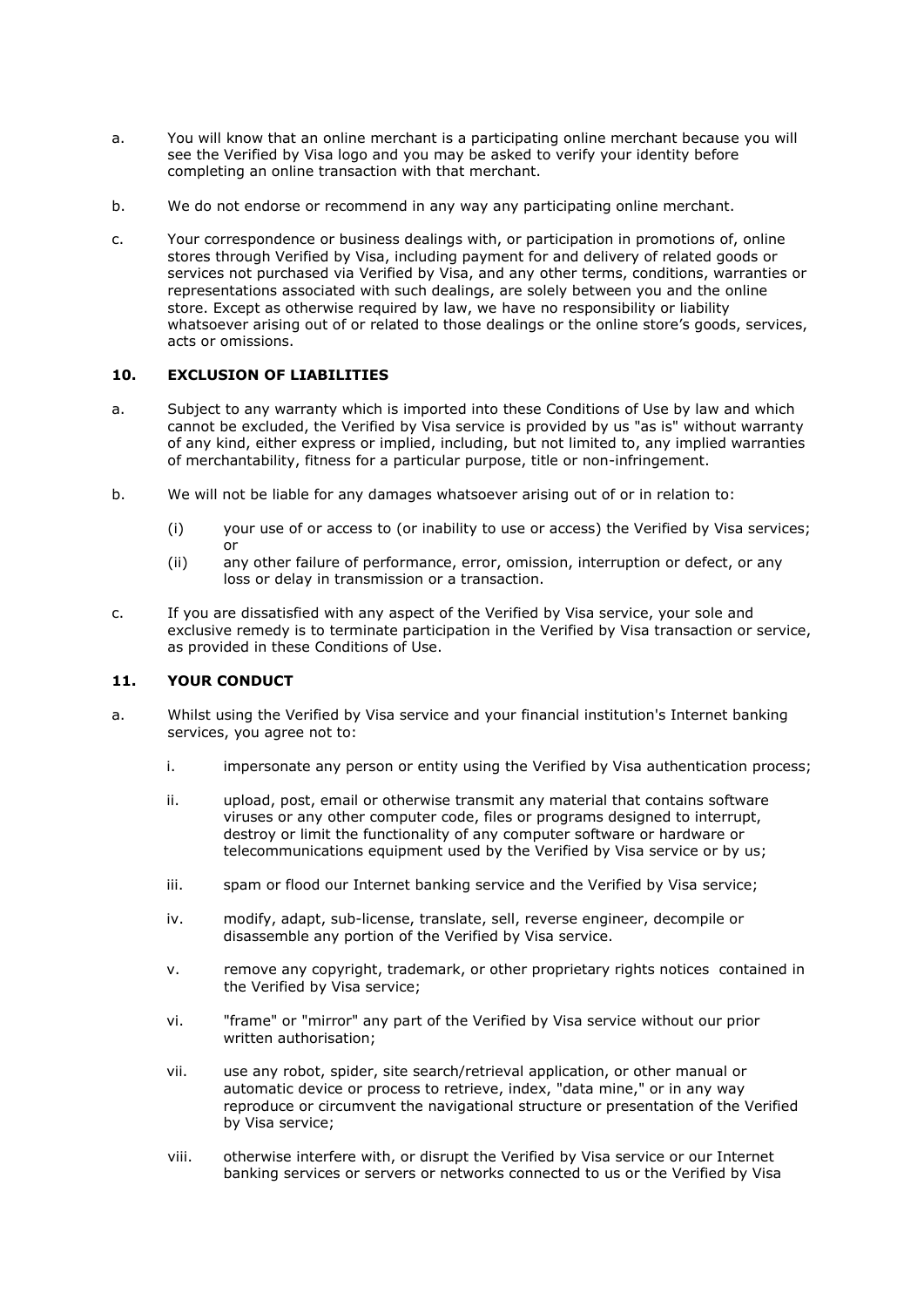a. You will know that an online merchant is a participating online merchant because you will see the Verified by Visa logo and you may be asked to verify your identity before completing an online transaction with that merchant.

b. We do not endorse or recommend in any way any participating online merchant.

c. Your correspondence or business dealings with, or participation in promotions of, online stores through Verified by Visa, including payment for and delivery of related goods or services not purchased via Verified by Visa, and any other terms, conditions, warranties or representations associated with such dealings, are solely between you and the online store. Except as otherwise required by law, we have no responsibility or liability whatsoever arising out of or related to those dealings or the online store's goods, services, acts or omissions.

## 10. EXCLUSION OF LIABILITIES

a. Subject to any warranty which is imported into these Conditions of Use by law and which cannot be excluded, the Verified by Visa service is provided by us "as is" without warranty of any kind, either express or implied, including, but not limited to, any implied warranties of merchantability, fitness for a particular purpose, title or non-infringement.

b. We will not be liable for any damages whatsoever arising out of or in relation to:

   (i) your use of or access to (or inability to use or access) the Verified by Visa services; or
   
   (ii) any other failure of performance, error, omission, interruption or defect, or any loss or delay in transmission or a transaction.

c. If you are dissatisfied with any aspect of the Verified by Visa service, your sole and exclusive remedy is to terminate participation in the Verified by Visa transaction or service, as provided in these Conditions of Use.

## 11. YOUR CONDUCT

a. Whilst using the Verified by Visa service and your financial institution's Internet banking services, you agree not to:

   i. impersonate any person or entity using the Verified by Visa authentication process;

   ii. upload, post, email or otherwise transmit any material that contains software viruses or any other computer code, files or programs designed to interrupt, destroy or limit the functionality of any computer software or hardware or telecommunications equipment used by the Verified by Visa service or by us;

   iii. spam or flood our Internet banking service and the Verified by Visa service;

   iv. modify, adapt, sub-license, translate, sell, reverse engineer, decompile or disassemble any portion of the Verified by Visa service.

   v. remove any copyright, trademark, or other proprietary rights notices contained in the Verified by Visa service;

   vi. "frame" or "mirror" any part of the Verified by Visa service without our prior written authorisation;

   vii. use any robot, spider, site search/retrieval application, or other manual or automatic device or process to retrieve, index, "data mine," or in any way reproduce or circumvent the navigational structure or presentation of the Verified by Visa service;

   viii. otherwise interfere with, or disrupt the Verified by Visa service or our Internet banking services or servers or networks connected to us or the Verified by Visa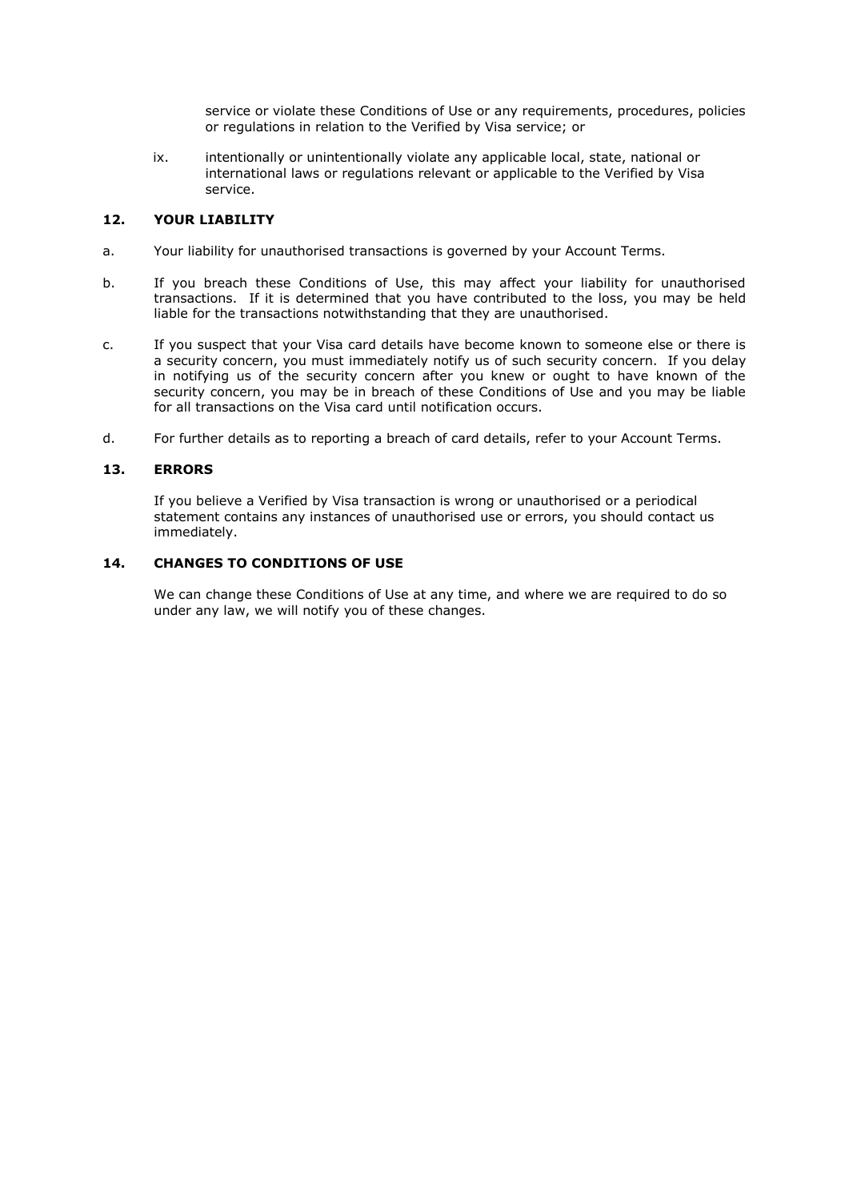service or violate these Conditions of Use or any requirements, procedures, policies or regulations in relation to the Verified by Visa service; or

ix. intentionally or unintentionally violate any applicable local, state, national or international laws or regulations relevant or applicable to the Verified by Visa service.

## 12. YOUR LIABILITY

a. Your liability for unauthorised transactions is governed by your Account Terms.

b. If you breach these Conditions of Use, this may affect your liability for unauthorised transactions. If it is determined that you have contributed to the loss, you may be held liable for the transactions notwithstanding that they are unauthorised.

c. If you suspect that your Visa card details have become known to someone else or there is a security concern, you must immediately notify us of such security concern. If you delay in notifying us of the security concern after you knew or ought to have known of the security concern, you may be in breach of these Conditions of Use and you may be liable for all transactions on the Visa card until notification occurs.

d. For further details as to reporting a breach of card details, refer to your Account Terms.

## 13. ERRORS

If you believe a Verified by Visa transaction is wrong or unauthorised or a periodical statement contains any instances of unauthorised use or errors, you should contact us immediately.

## 14. CHANGES TO CONDITIONS OF USE

We can change these Conditions of Use at any time, and where we are required to do so under any law, we will notify you of these changes.